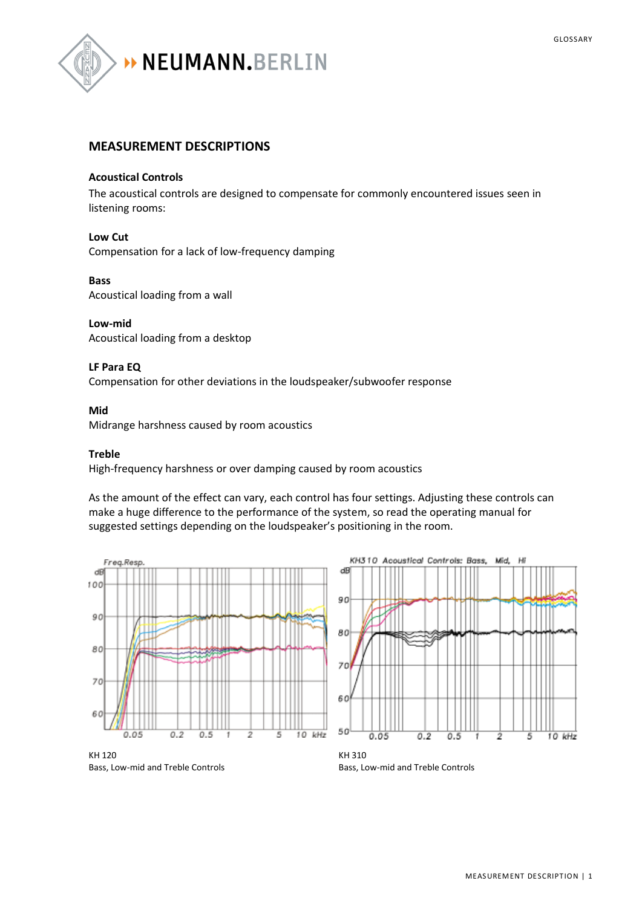## MEASUREMENT DESCRIPTIONS

### Acoustical Controls

The acoustical controls are designed to compensate for commonly encountered issues seen in listening rooms:

**Low Cut**
Compensation for a lack of low-frequency damping

**Bass**
Acoustical loading from a wall

**Low-mid**
Acoustical loading from a desktop

**LF Para EQ**
Compensation for other deviations in the loudspeaker/subwoofer response

**Mid**
Midrange harshness caused by room acoustics

**Treble**
High-frequency harshness or over damping caused by room acoustics

As the amount of the effect can vary, each control has four settings. Adjusting these controls can make a huge difference to the performance of the system, so read the operating manual for suggested settings depending on the loudspeaker's positioning in the room.

KH 120
Bass, Low-mid and Treble Controls

KH 310
Bass, Low-mid and Treble Controls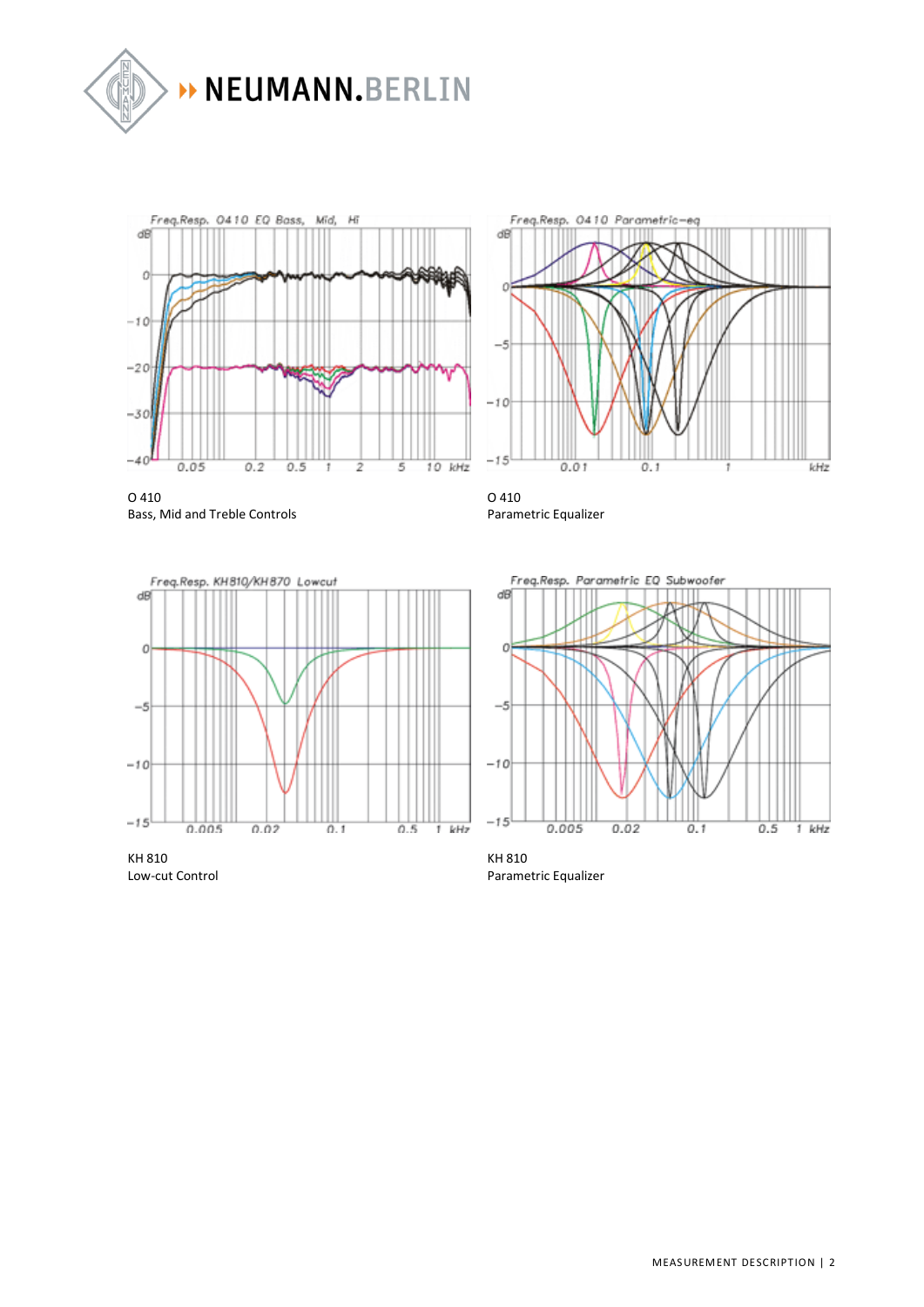O 410
Bass, Mid and Treble Controls

O 410
Parametric Equalizer

KH 810
Low-cut Control

KH 810
Parametric Equalizer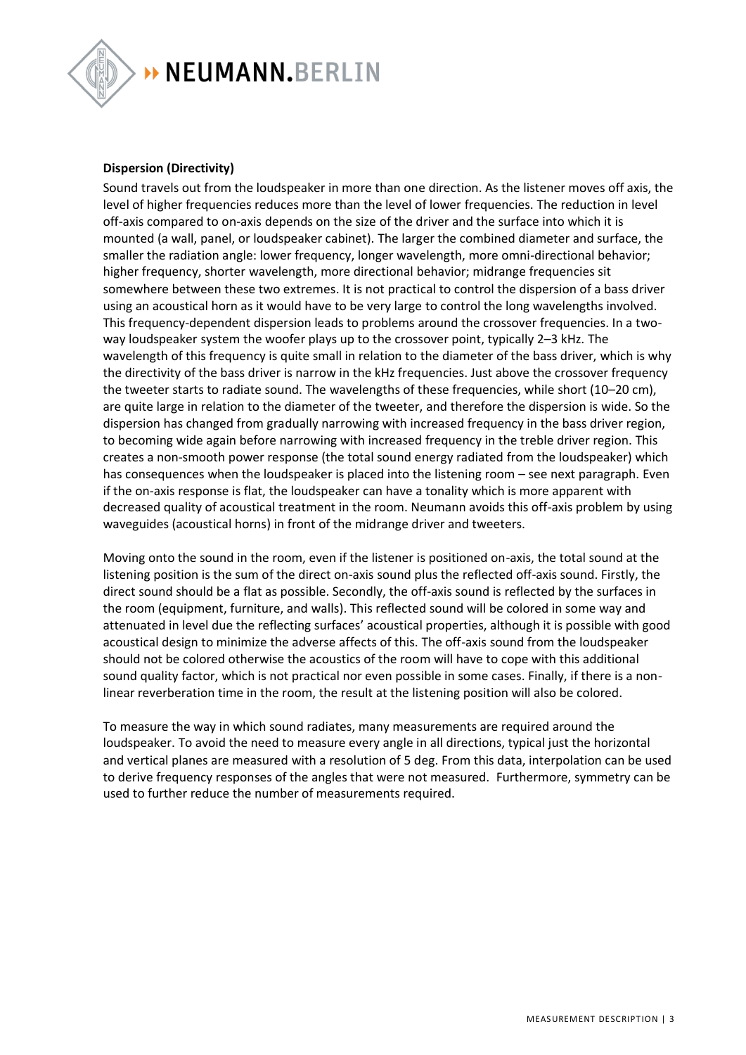**Dispersion (Directivity)**

Sound travels out from the loudspeaker in more than one direction. As the listener moves off axis, the level of higher frequencies reduces more than the level of lower frequencies. The reduction in level off-axis compared to on-axis depends on the size of the driver and the surface into which it is mounted (a wall, panel, or loudspeaker cabinet). The larger the combined diameter and surface, the smaller the radiation angle: lower frequency, longer wavelength, more omni-directional behavior; higher frequency, shorter wavelength, more directional behavior; midrange frequencies sit somewhere between these two extremes. It is not practical to control the dispersion of a bass driver using an acoustical horn as it would have to be very large to control the long wavelengths involved. This frequency-dependent dispersion leads to problems around the crossover frequencies. In a two-way loudspeaker system the woofer plays up to the crossover point, typically 2–3 kHz. The wavelength of this frequency is quite small in relation to the diameter of the bass driver, which is why the directivity of the bass driver is narrow in the kHz frequencies. Just above the crossover frequency the tweeter starts to radiate sound. The wavelengths of these frequencies, while short (10–20 cm), are quite large in relation to the diameter of the tweeter, and therefore the dispersion is wide. So the dispersion has changed from gradually narrowing with increased frequency in the bass driver region, to becoming wide again before narrowing with increased frequency in the treble driver region. This creates a non-smooth power response (the total sound energy radiated from the loudspeaker) which has consequences when the loudspeaker is placed into the listening room – see next paragraph. Even if the on-axis response is flat, the loudspeaker can have a tonality which is more apparent with decreased quality of acoustical treatment in the room. Neumann avoids this off-axis problem by using waveguides (acoustical horns) in front of the midrange driver and tweeters.

Moving onto the sound in the room, even if the listener is positioned on-axis, the total sound at the listening position is the sum of the direct on-axis sound plus the reflected off-axis sound. Firstly, the direct sound should be a flat as possible. Secondly, the off-axis sound is reflected by the surfaces in the room (equipment, furniture, and walls). This reflected sound will be colored in some way and attenuated in level due the reflecting surfaces' acoustical properties, although it is possible with good acoustical design to minimize the adverse affects of this. The off-axis sound from the loudspeaker should not be colored otherwise the acoustics of the room will have to cope with this additional sound quality factor, which is not practical nor even possible in some cases. Finally, if there is a non-linear reverberation time in the room, the result at the listening position will also be colored.

To measure the way in which sound radiates, many measurements are required around the loudspeaker. To avoid the need to measure every angle in all directions, typical just the horizontal and vertical planes are measured with a resolution of 5 deg. From this data, interpolation can be used to derive frequency responses of the angles that were not measured. Furthermore, symmetry can be used to further reduce the number of measurements required.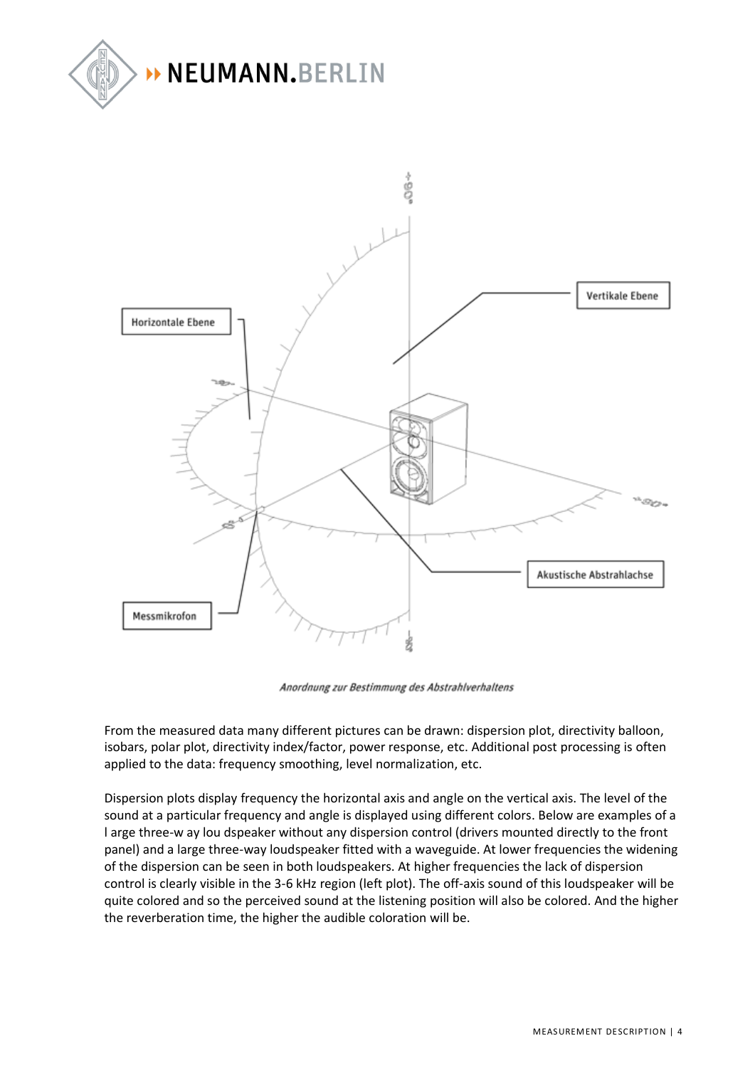*Anordnung zur Bestimmung des Abstrahlverhaltens*

From the measured data many different pictures can be drawn: dispersion plot, directivity balloon, isobars, polar plot, directivity index/factor, power response, etc. Additional post processing is often applied to the data: frequency smoothing, level normalization, etc.

Dispersion plots display frequency the horizontal axis and angle on the vertical axis. The level of the sound at a particular frequency and angle is displayed using different colors. Below are examples of a l arge three-w ay lou dspeaker without any dispersion control (drivers mounted directly to the front panel) and a large three-way loudspeaker fitted with a waveguide. At lower frequencies the widening of the dispersion can be seen in both loudspeakers. At higher frequencies the lack of dispersion control is clearly visible in the 3-6 kHz region (left plot). The off-axis sound of this loudspeaker will be quite colored and so the perceived sound at the listening position will also be colored. And the higher the reverberation time, the higher the audible coloration will be.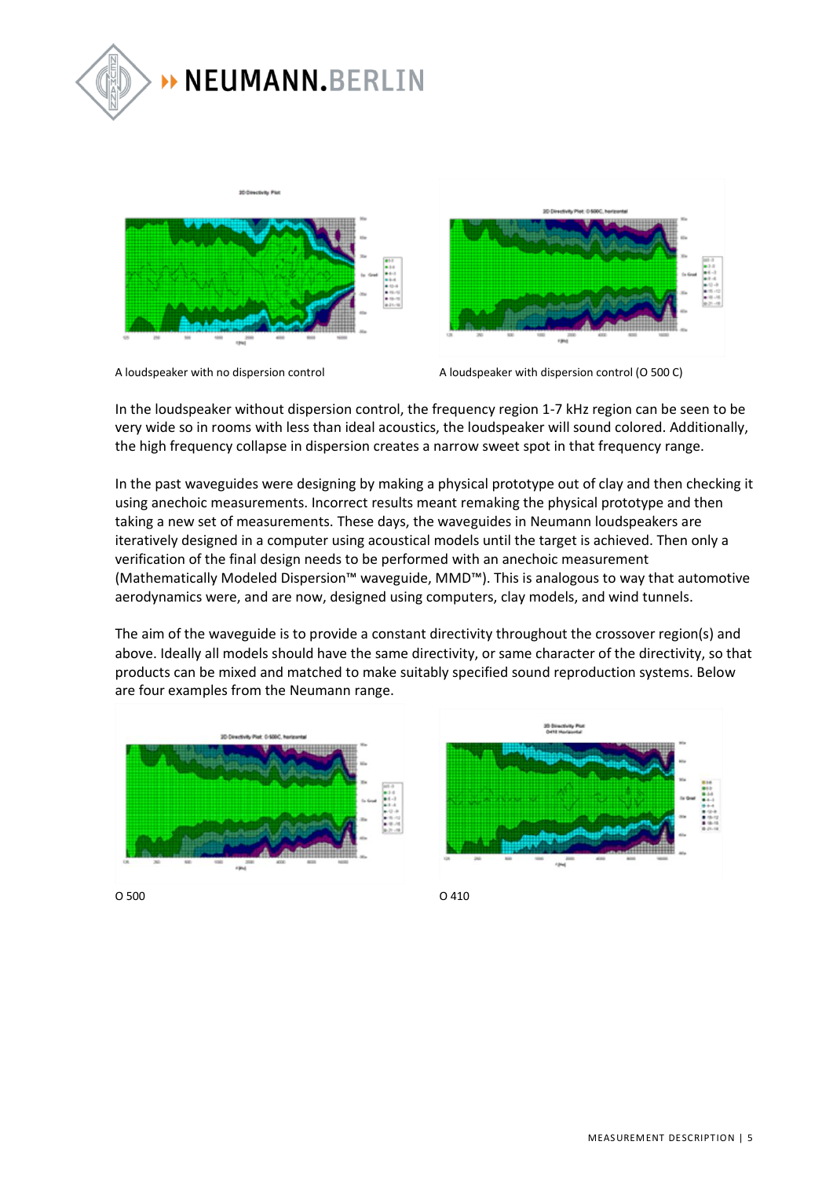A loudspeaker with no dispersion control

A loudspeaker with dispersion control (O 500 C)

In the loudspeaker without dispersion control, the frequency region 1-7 kHz region can be seen to be very wide so in rooms with less than ideal acoustics, the loudspeaker will sound colored. Additionally, the high frequency collapse in dispersion creates a narrow sweet spot in that frequency range.

In the past waveguides were designing by making a physical prototype out of clay and then checking it using anechoic measurements. Incorrect results meant remaking the physical prototype and then taking a new set of measurements. These days, the waveguides in Neumann loudspeakers are iteratively designed in a computer using acoustical models until the target is achieved. Then only a verification of the final design needs to be performed with an anechoic measurement (Mathematically Modeled Dispersion™ waveguide, MMD™). This is analogous to way that automotive aerodynamics were, and are now, designed using computers, clay models, and wind tunnels.

The aim of the waveguide is to provide a constant directivity throughout the crossover region(s) and above. Ideally all models should have the same directivity, or same character of the directivity, so that products can be mixed and matched to make suitably specified sound reproduction systems. Below are four examples from the Neumann range.

O 500

O 410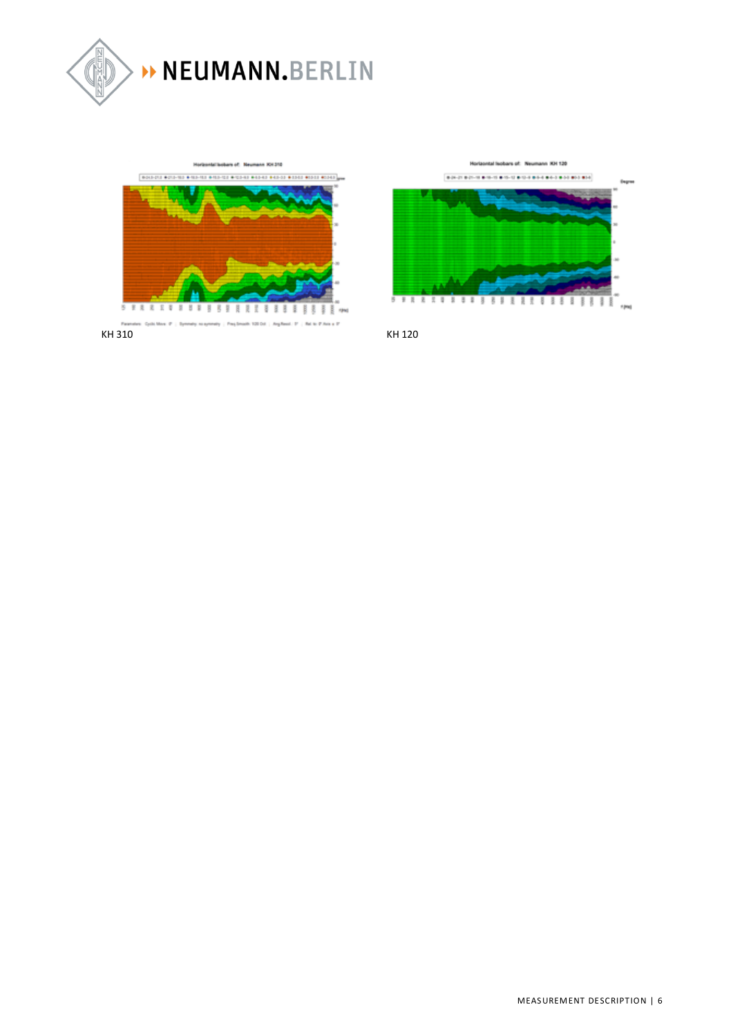KH 310

KH 120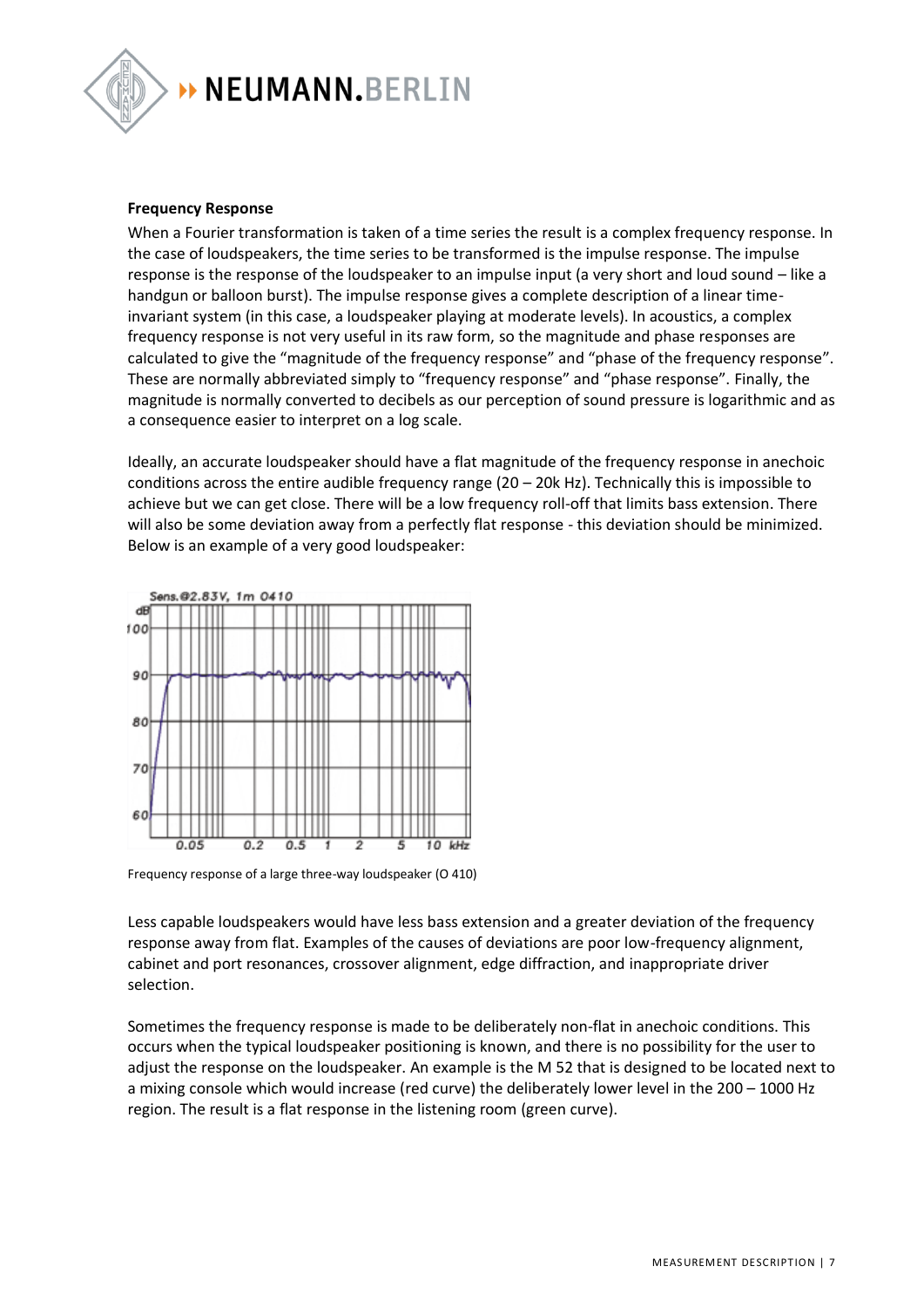**Frequency Response**

When a Fourier transformation is taken of a time series the result is a complex frequency response. In the case of loudspeakers, the time series to be transformed is the impulse response. The impulse response is the response of the loudspeaker to an impulse input (a very short and loud sound – like a handgun or balloon burst). The impulse response gives a complete description of a linear time-invariant system (in this case, a loudspeaker playing at moderate levels). In acoustics, a complex frequency response is not very useful in its raw form, so the magnitude and phase responses are calculated to give the "magnitude of the frequency response" and "phase of the frequency response". These are normally abbreviated simply to "frequency response" and "phase response". Finally, the magnitude is normally converted to decibels as our perception of sound pressure is logarithmic and as a consequence easier to interpret on a log scale.

Ideally, an accurate loudspeaker should have a flat magnitude of the frequency response in anechoic conditions across the entire audible frequency range (20 – 20k Hz). Technically this is impossible to achieve but we can get close. There will be a low frequency roll-off that limits bass extension. There will also be some deviation away from a perfectly flat response - this deviation should be minimized. Below is an example of a very good loudspeaker:

Frequency response of a large three-way loudspeaker (O 410)

Less capable loudspeakers would have less bass extension and a greater deviation of the frequency response away from flat. Examples of the causes of deviations are poor low-frequency alignment, cabinet and port resonances, crossover alignment, edge diffraction, and inappropriate driver selection.

Sometimes the frequency response is made to be deliberately non-flat in anechoic conditions. This occurs when the typical loudspeaker positioning is known, and there is no possibility for the user to adjust the response on the loudspeaker. An example is the M 52 that is designed to be located next to a mixing console which would increase (red curve) the deliberately lower level in the 200 – 1000 Hz region. The result is a flat response in the listening room (green curve).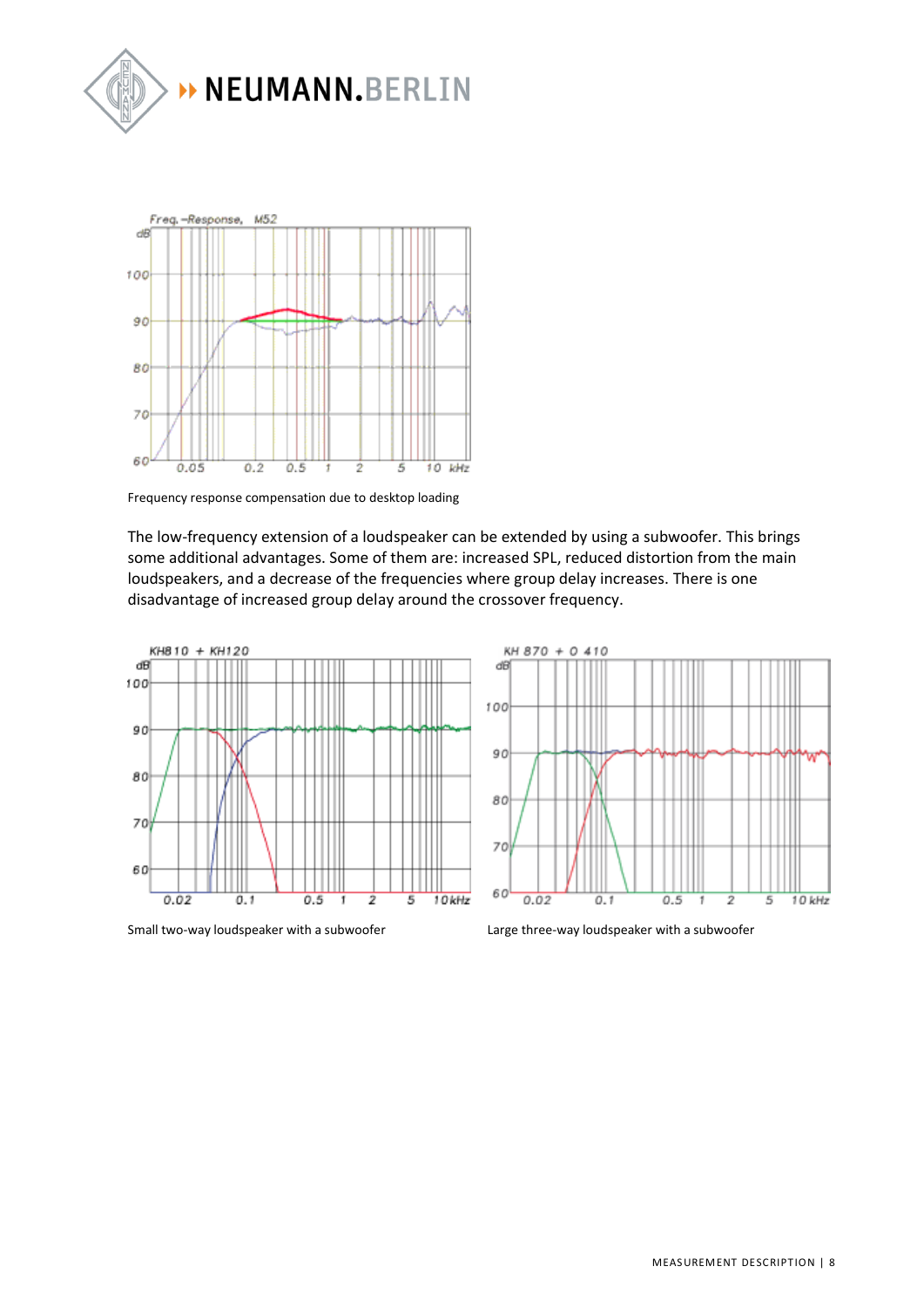Frequency response compensation due to desktop loading

The low-frequency extension of a loudspeaker can be extended by using a subwoofer. This brings some additional advantages. Some of them are: increased SPL, reduced distortion from the main loudspeakers, and a decrease of the frequencies where group delay increases. There is one disadvantage of increased group delay around the crossover frequency.

Small two-way loudspeaker with a subwoofer

Large three-way loudspeaker with a subwoofer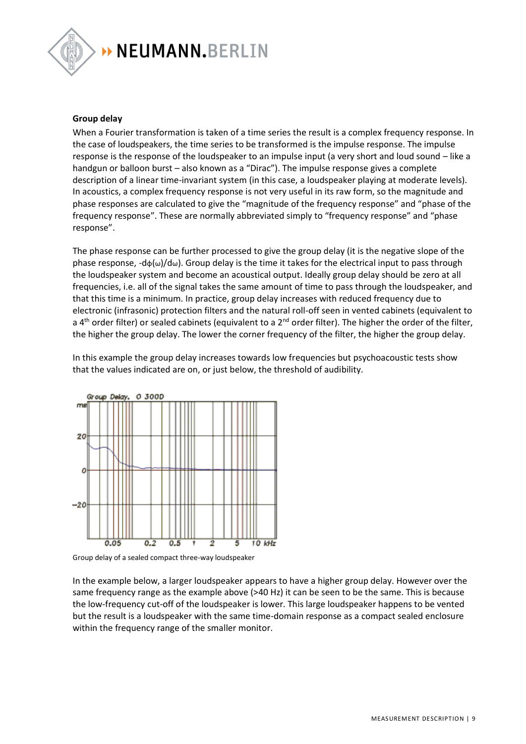### Group delay

When a Fourier transformation is taken of a time series the result is a complex frequency response. In the case of loudspeakers, the time series to be transformed is the impulse response. The impulse response is the response of the loudspeaker to an impulse input (a very short and loud sound – like a handgun or balloon burst – also known as a "Dirac"). The impulse response gives a complete description of a linear time-invariant system (in this case, a loudspeaker playing at moderate levels). In acoustics, a complex frequency response is not very useful in its raw form, so the magnitude and phase responses are calculated to give the "magnitude of the frequency response" and "phase of the frequency response". These are normally abbreviated simply to "frequency response" and "phase response".

The phase response can be further processed to give the group delay (it is the negative slope of the phase response, $-d\phi(\omega)/d\omega$). Group delay is the time it takes for the electrical input to pass through the loudspeaker system and become an acoustical output. Ideally group delay should be zero at all frequencies, i.e. all of the signal takes the same amount of time to pass through the loudspeaker, and that this time is a minimum. In practice, group delay increases with reduced frequency due to electronic (infrasonic) protection filters and the natural roll-off seen in vented cabinets (equivalent to a 4th order filter) or sealed cabinets (equivalent to a 2nd order filter). The higher the order of the filter, the higher the group delay. The lower the corner frequency of the filter, the higher the group delay.

In this example the group delay increases towards low frequencies but psychoacoustic tests show that the values indicated are on, or just below, the threshold of audibility.

Group delay of a sealed compact three-way loudspeaker

In the example below, a larger loudspeaker appears to have a higher group delay. However over the same frequency range as the example above (>40 Hz) it can be seen to be the same. This is because the low-frequency cut-off of the loudspeaker is lower. This large loudspeaker happens to be vented but the result is a loudspeaker with the same time-domain response as a compact sealed enclosure within the frequency range of the smaller monitor.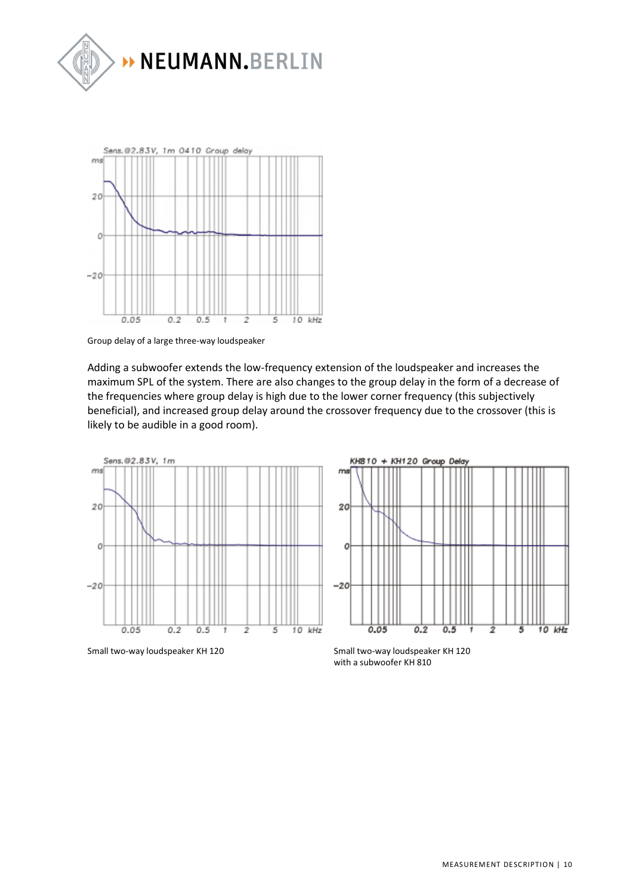Group delay of a large three-way loudspeaker

Adding a subwoofer extends the low-frequency extension of the loudspeaker and increases the maximum SPL of the system. There are also changes to the group delay in the form of a decrease of the frequencies where group delay is high due to the lower corner frequency (this subjectively beneficial), and increased group delay around the crossover frequency due to the crossover (this is likely to be audible in a good room).

Small two-way loudspeaker KH 120

Small two-way loudspeaker KH 120 with a subwoofer KH 810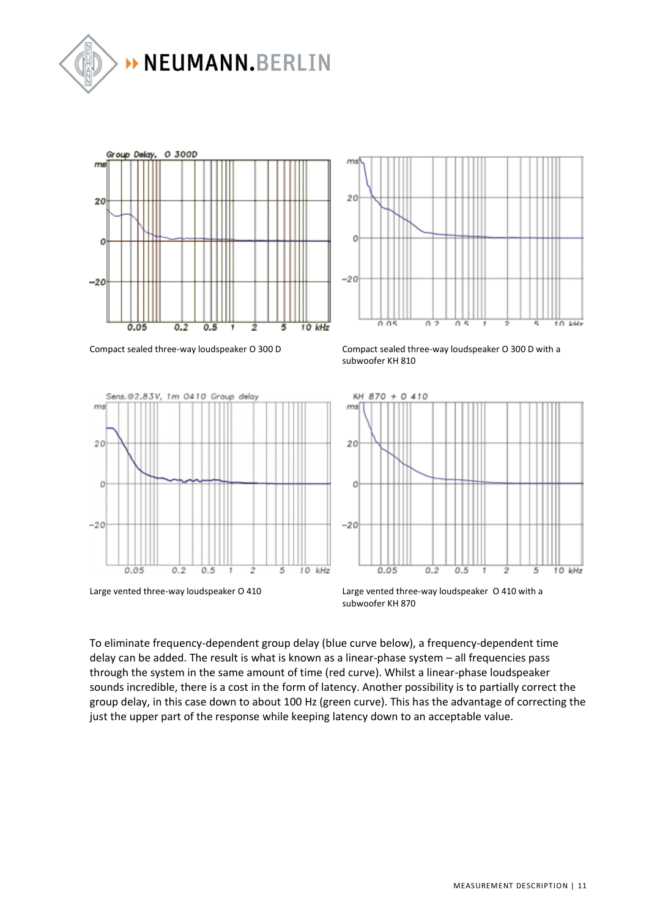Compact sealed three-way loudspeaker O 300 D

Compact sealed three-way loudspeaker O 300 D with a subwoofer KH 810

Large vented three-way loudspeaker O 410

Large vented three-way loudspeaker O 410 with a subwoofer KH 870

To eliminate frequency-dependent group delay (blue curve below), a frequency-dependent time delay can be added. The result is what is known as a linear-phase system – all frequencies pass through the system in the same amount of time (red curve). Whilst a linear-phase loudspeaker sounds incredible, there is a cost in the form of latency. Another possibility is to partially correct the group delay, in this case down to about 100 Hz (green curve). This has the advantage of correcting the just the upper part of the response while keeping latency down to an acceptable value.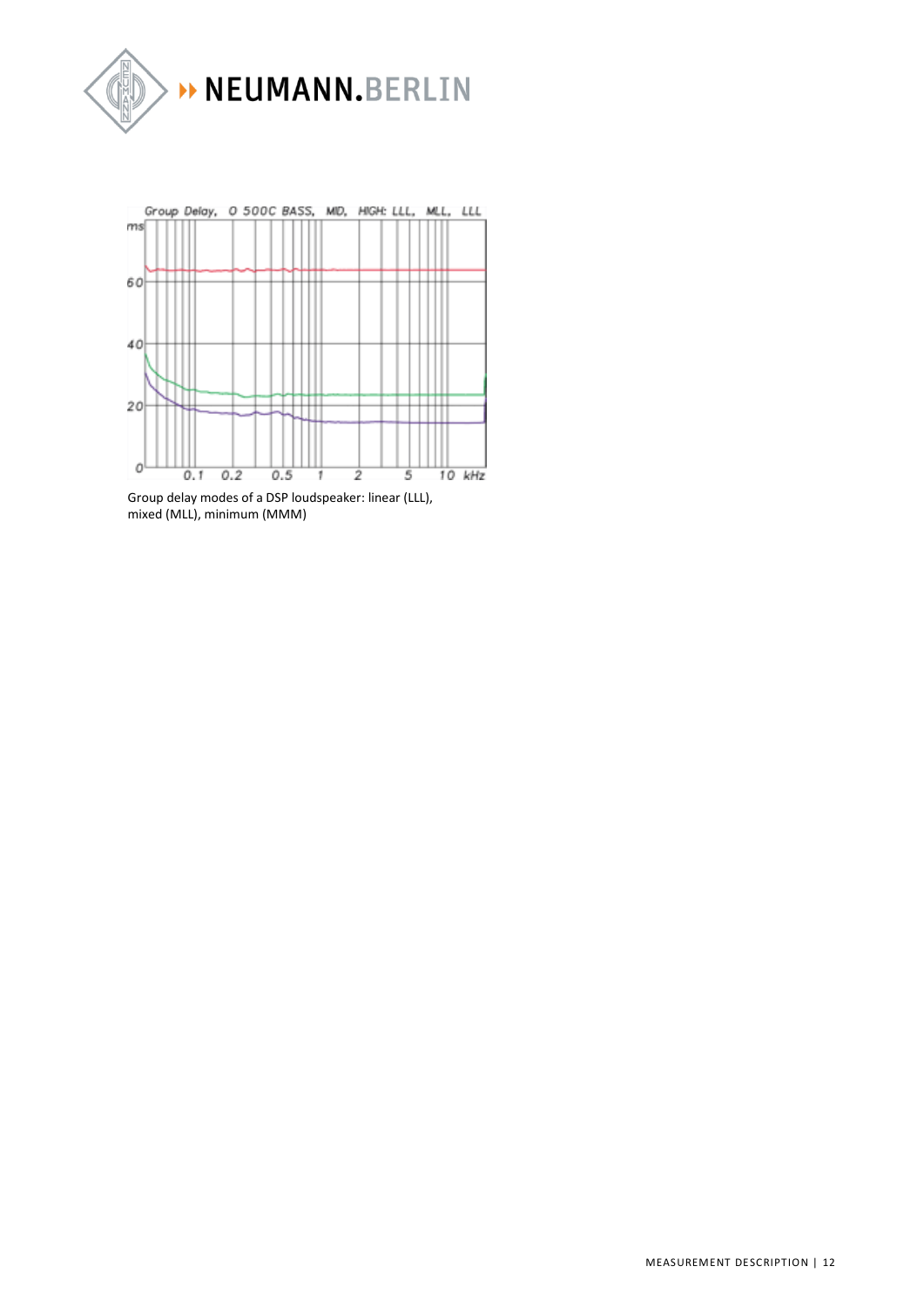Group delay modes of a DSP loudspeaker: linear (LLL), mixed (MLL), minimum (MMM)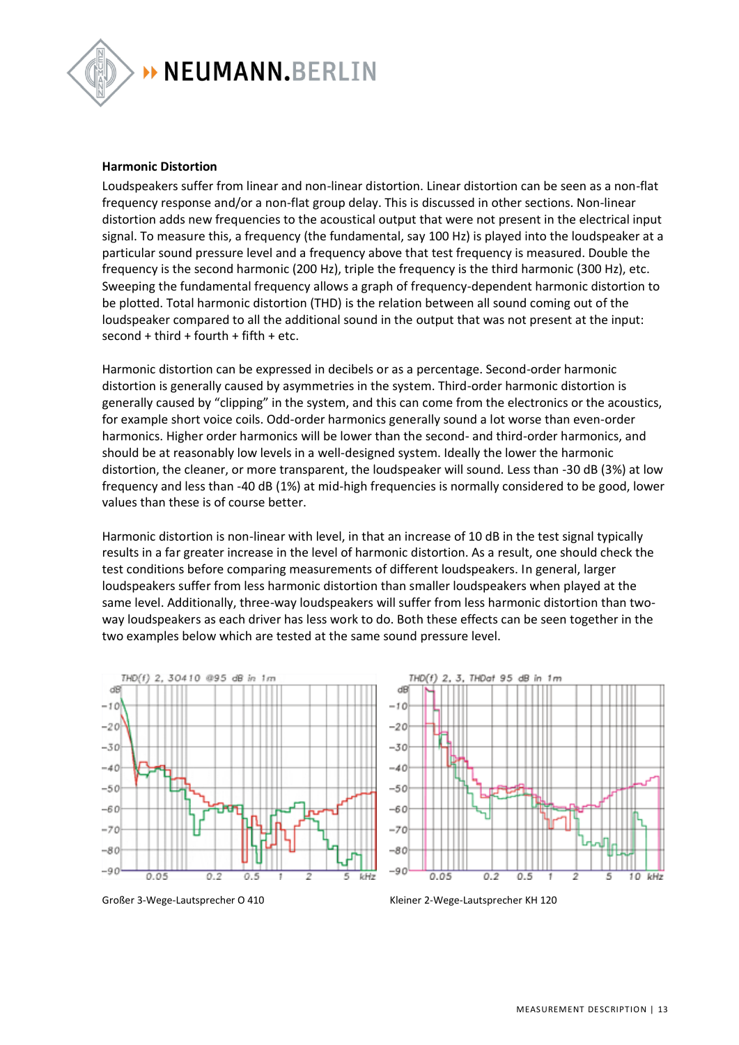**Harmonic Distortion**

Loudspeakers suffer from linear and non-linear distortion. Linear distortion can be seen as a non-flat frequency response and/or a non-flat group delay. This is discussed in other sections. Non-linear distortion adds new frequencies to the acoustical output that were not present in the electrical input signal. To measure this, a frequency (the fundamental, say 100 Hz) is played into the loudspeaker at a particular sound pressure level and a frequency above that test frequency is measured. Double the frequency is the second harmonic (200 Hz), triple the frequency is the third harmonic (300 Hz), etc. Sweeping the fundamental frequency allows a graph of frequency-dependent harmonic distortion to be plotted. Total harmonic distortion (THD) is the relation between all sound coming out of the loudspeaker compared to all the additional sound in the output that was not present at the input: second + third + fourth + fifth + etc.

Harmonic distortion can be expressed in decibels or as a percentage. Second-order harmonic distortion is generally caused by asymmetries in the system. Third-order harmonic distortion is generally caused by "clipping" in the system, and this can come from the electronics or the acoustics, for example short voice coils. Odd-order harmonics generally sound a lot worse than even-order harmonics. Higher order harmonics will be lower than the second- and third-order harmonics, and should be at reasonably low levels in a well-designed system. Ideally the lower the harmonic distortion, the cleaner, or more transparent, the loudspeaker will sound. Less than -30 dB (3%) at low frequency and less than -40 dB (1%) at mid-high frequencies is normally considered to be good, lower values than these is of course better.

Harmonic distortion is non-linear with level, in that an increase of 10 dB in the test signal typically results in a far greater increase in the level of harmonic distortion. As a result, one should check the test conditions before comparing measurements of different loudspeakers. In general, larger loudspeakers suffer from less harmonic distortion than smaller loudspeakers when played at the same level. Additionally, three-way loudspeakers will suffer from less harmonic distortion than two-way loudspeakers as each driver has less work to do. Both these effects can be seen together in the two examples below which are tested at the same sound pressure level.

Großer 3-Wege-Lautsprecher O 410

Kleiner 2-Wege-Lautsprecher KH 120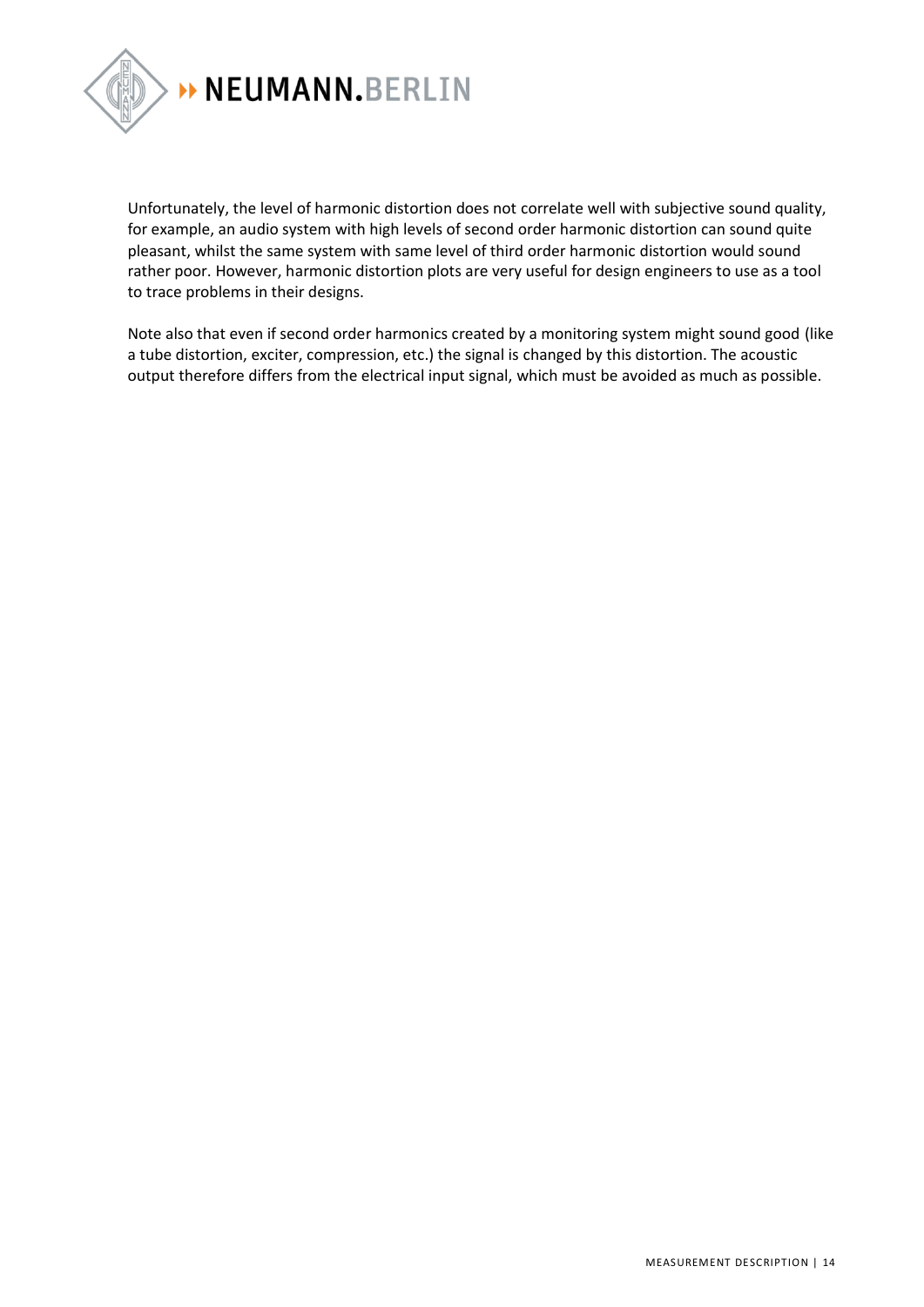Unfortunately, the level of harmonic distortion does not correlate well with subjective sound quality, for example, an audio system with high levels of second order harmonic distortion can sound quite pleasant, whilst the same system with same level of third order harmonic distortion would sound rather poor. However, harmonic distortion plots are very useful for design engineers to use as a tool to trace problems in their designs.

Note also that even if second order harmonics created by a monitoring system might sound good (like a tube distortion, exciter, compression, etc.) the signal is changed by this distortion. The acoustic output therefore differs from the electrical input signal, which must be avoided as much as possible.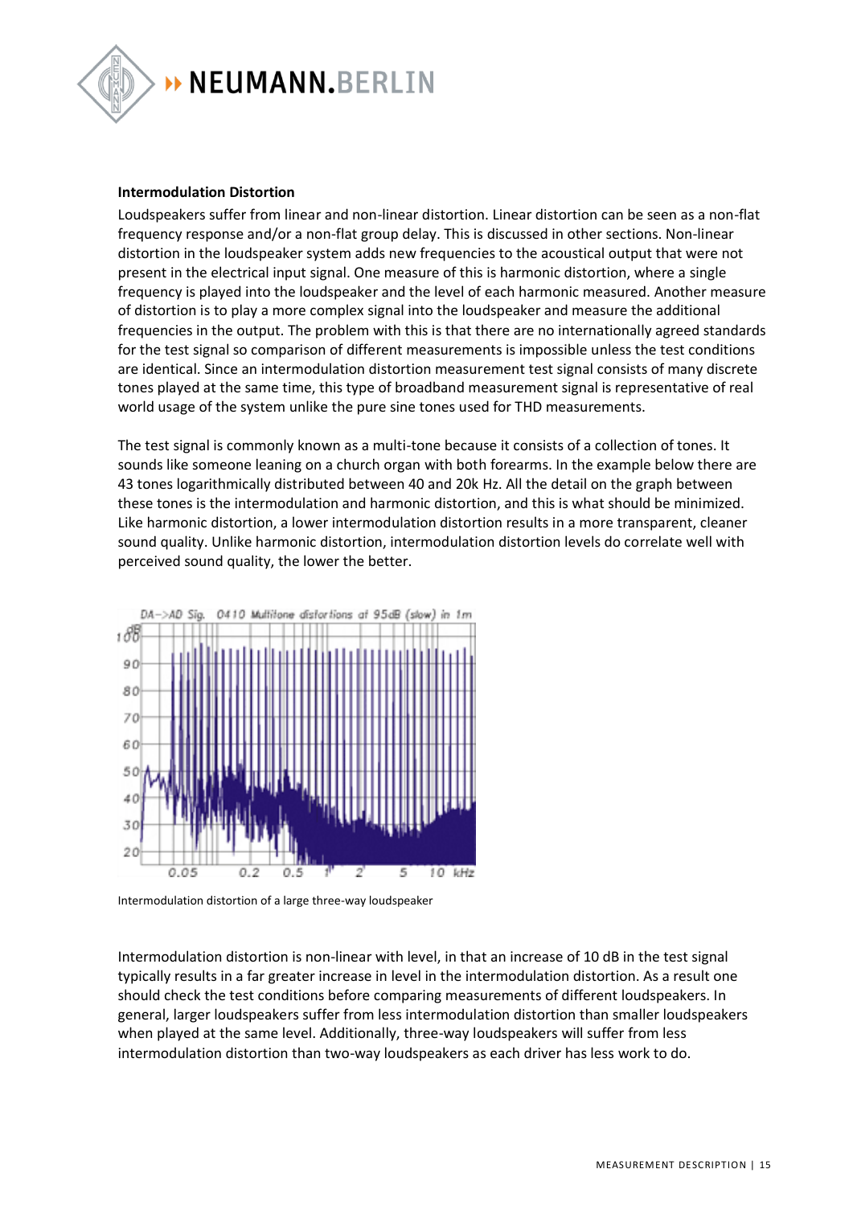**Intermodulation Distortion**

Loudspeakers suffer from linear and non-linear distortion. Linear distortion can be seen as a non-flat frequency response and/or a non-flat group delay. This is discussed in other sections. Non-linear distortion in the loudspeaker system adds new frequencies to the acoustical output that were not present in the electrical input signal. One measure of this is harmonic distortion, where a single frequency is played into the loudspeaker and the level of each harmonic measured. Another measure of distortion is to play a more complex signal into the loudspeaker and measure the additional frequencies in the output. The problem with this is that there are no internationally agreed standards for the test signal so comparison of different measurements is impossible unless the test conditions are identical. Since an intermodulation distortion measurement test signal consists of many discrete tones played at the same time, this type of broadband measurement signal is representative of real world usage of the system unlike the pure sine tones used for THD measurements.

The test signal is commonly known as a multi-tone because it consists of a collection of tones. It sounds like someone leaning on a church organ with both forearms. In the example below there are 43 tones logarithmically distributed between 40 and 20k Hz. All the detail on the graph between these tones is the intermodulation and harmonic distortion, and this is what should be minimized. Like harmonic distortion, a lower intermodulation distortion results in a more transparent, cleaner sound quality. Unlike harmonic distortion, intermodulation distortion levels do correlate well with perceived sound quality, the lower the better.

Intermodulation distortion of a large three-way loudspeaker

Intermodulation distortion is non-linear with level, in that an increase of 10 dB in the test signal typically results in a far greater increase in level in the intermodulation distortion. As a result one should check the test conditions before comparing measurements of different loudspeakers. In general, larger loudspeakers suffer from less intermodulation distortion than smaller loudspeakers when played at the same level. Additionally, three-way loudspeakers will suffer from less intermodulation distortion than two-way loudspeakers as each driver has less work to do.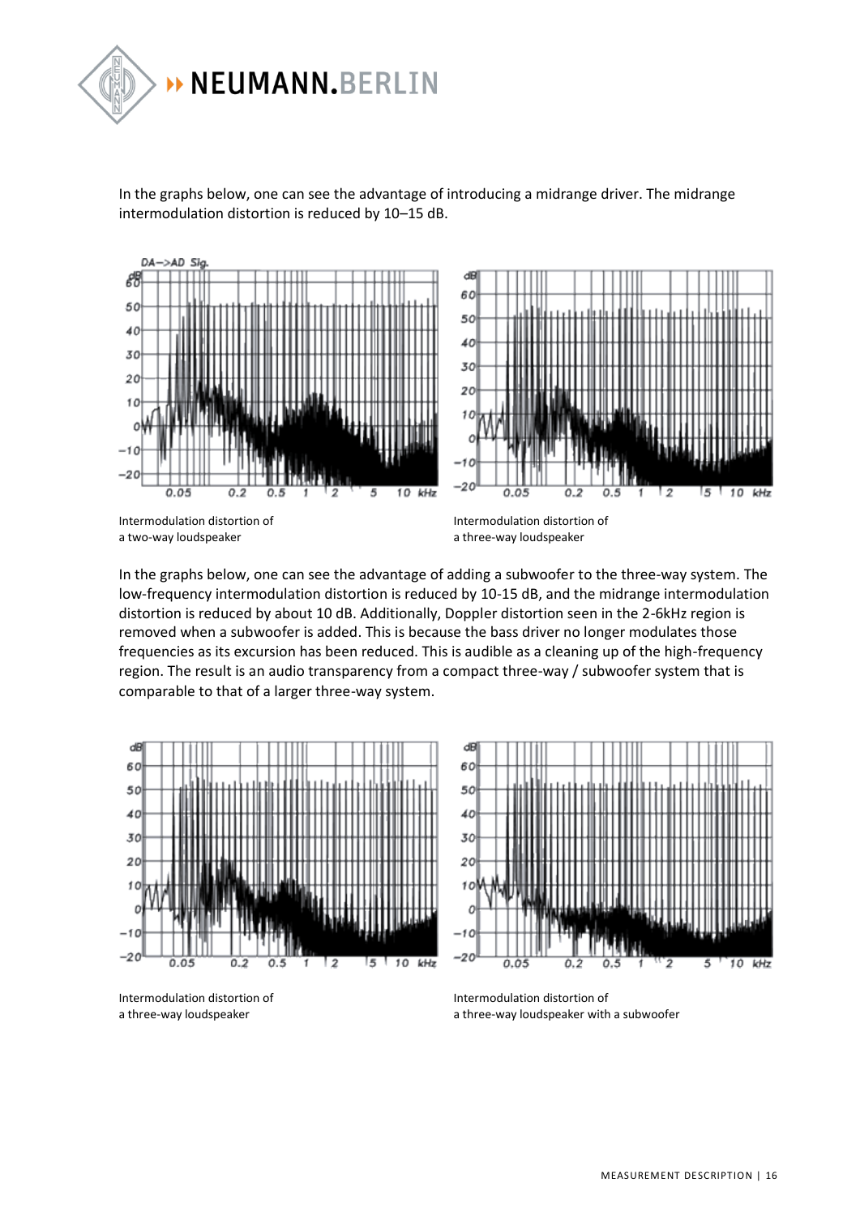In the graphs below, one can see the advantage of introducing a midrange driver. The midrange intermodulation distortion is reduced by 10–15 dB.

Intermodulation distortion of a two-way loudspeaker

Intermodulation distortion of a three-way loudspeaker

In the graphs below, one can see the advantage of adding a subwoofer to the three-way system. The low-frequency intermodulation distortion is reduced by 10-15 dB, and the midrange intermodulation distortion is reduced by about 10 dB. Additionally, Doppler distortion seen in the 2-6kHz region is removed when a subwoofer is added. This is because the bass driver no longer modulates those frequencies as its excursion has been reduced. This is audible as a cleaning up of the high-frequency region. The result is an audio transparency from a compact three-way / subwoofer system that is comparable to that of a larger three-way system.

Intermodulation distortion of a three-way loudspeaker

Intermodulation distortion of a three-way loudspeaker with a subwoofer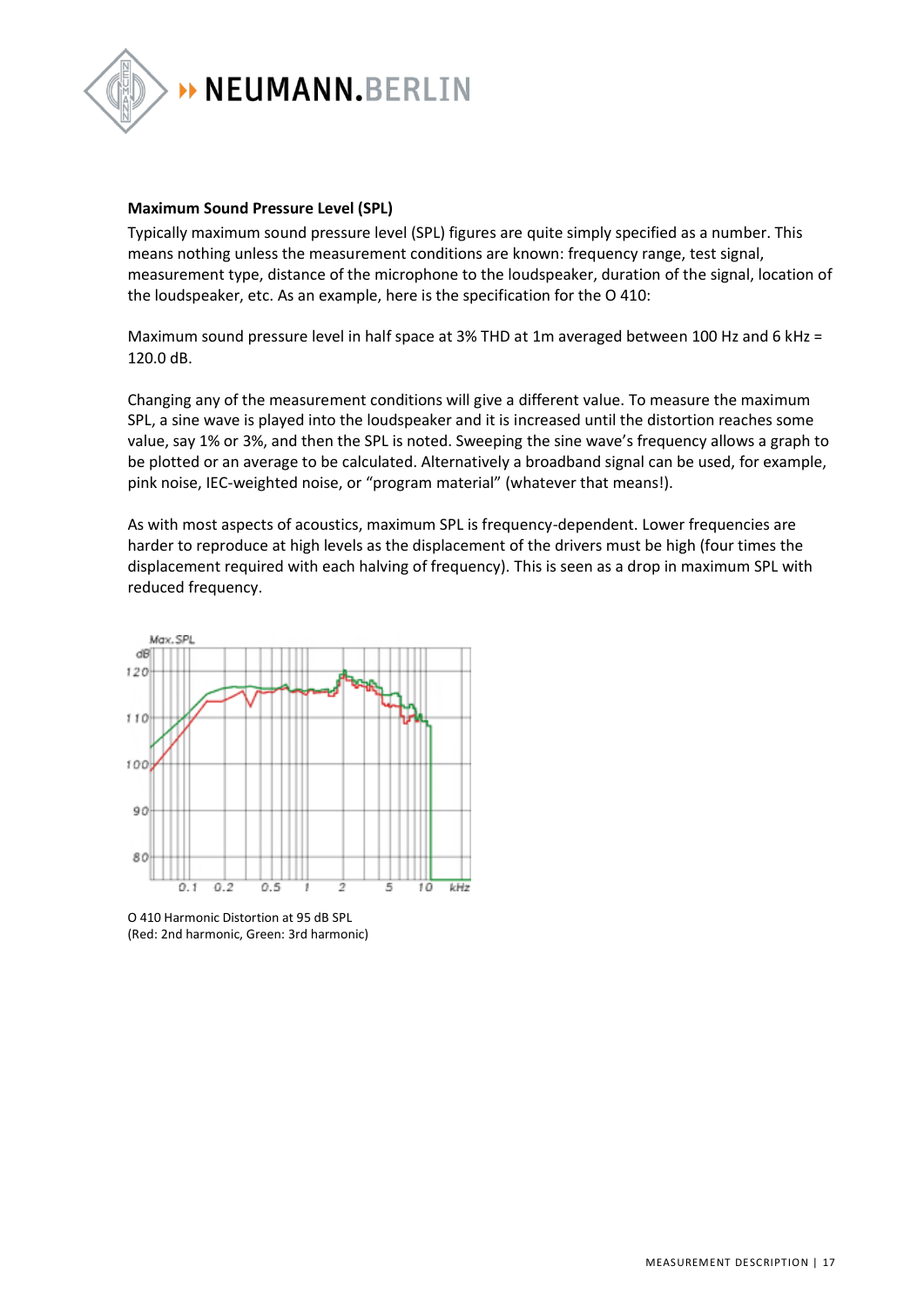## Maximum Sound Pressure Level (SPL)

Typically maximum sound pressure level (SPL) figures are quite simply specified as a number. This means nothing unless the measurement conditions are known: frequency range, test signal, measurement type, distance of the microphone to the loudspeaker, duration of the signal, location of the loudspeaker, etc. As an example, here is the specification for the O 410:

Maximum sound pressure level in half space at 3% THD at 1m averaged between 100 Hz and 6 kHz = 120.0 dB.

Changing any of the measurement conditions will give a different value. To measure the maximum SPL, a sine wave is played into the loudspeaker and it is increased until the distortion reaches some value, say 1% or 3%, and then the SPL is noted. Sweeping the sine wave's frequency allows a graph to be plotted or an average to be calculated. Alternatively a broadband signal can be used, for example, pink noise, IEC-weighted noise, or "program material" (whatever that means!).

As with most aspects of acoustics, maximum SPL is frequency-dependent. Lower frequencies are harder to reproduce at high levels as the displacement of the drivers must be high (four times the displacement required with each halving of frequency). This is seen as a drop in maximum SPL with reduced frequency.

O 410 Harmonic Distortion at 95 dB SPL
(Red: 2nd harmonic, Green: 3rd harmonic)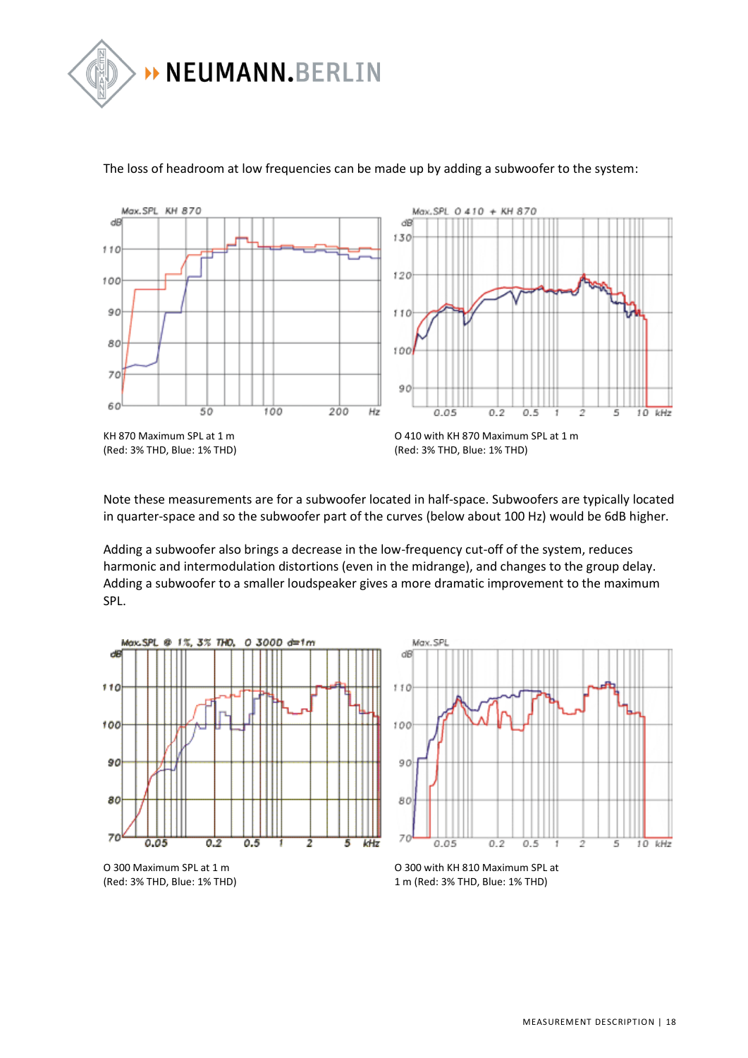The loss of headroom at low frequencies can be made up by adding a subwoofer to the system:

KH 870 Maximum SPL at 1 m
(Red: 3% THD, Blue: 1% THD)

O 410 with KH 870 Maximum SPL at 1 m
(Red: 3% THD, Blue: 1% THD)

Note these measurements are for a subwoofer located in half-space. Subwoofers are typically located in quarter-space and so the subwoofer part of the curves (below about 100 Hz) would be 6dB higher.

Adding a subwoofer also brings a decrease in the low-frequency cut-off of the system, reduces harmonic and intermodulation distortions (even in the midrange), and changes to the group delay. Adding a subwoofer to a smaller loudspeaker gives a more dramatic improvement to the maximum SPL.

O 300 Maximum SPL at 1 m
(Red: 3% THD, Blue: 1% THD)

O 300 with KH 810 Maximum SPL at 1 m (Red: 3% THD, Blue: 1% THD)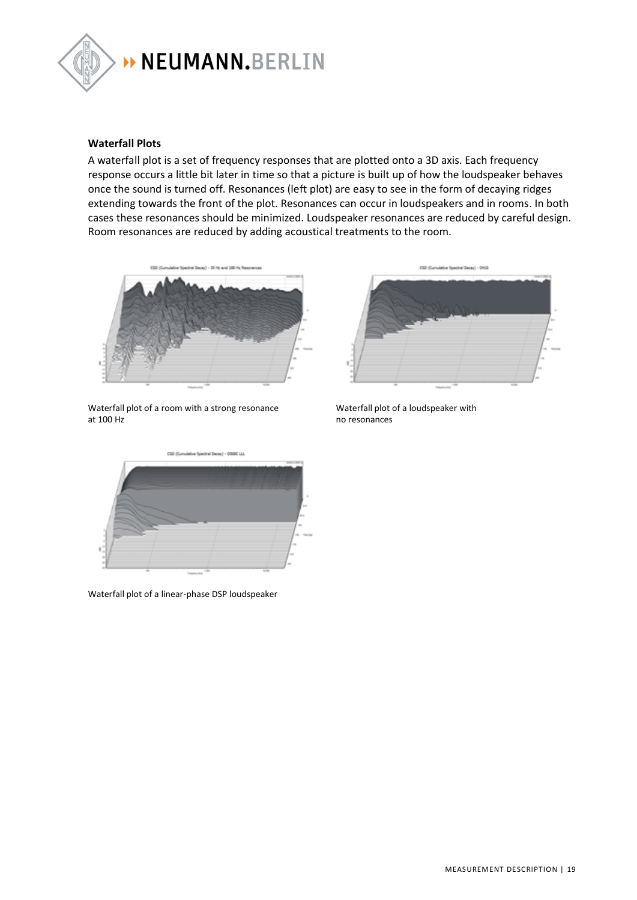### Waterfall Plots

A waterfall plot is a set of frequency responses that are plotted onto a 3D axis. Each frequency response occurs a little bit later in time so that a picture is built up of how the loudspeaker behaves once the sound is turned off. Resonances (left plot) are easy to see in the form of decaying ridges extending towards the front of the plot. Resonances can occur in loudspeakers and in rooms. In both cases these resonances should be minimized. Loudspeaker resonances are reduced by careful design. Room resonances are reduced by adding acoustical treatments to the room.

CSD (Cumulative Spectral Decay) - 35 Hz and 100 Hz Resonances

Waterfall plot of a room with a strong resonance at 100 Hz

CSD (Cumulative Spectral Decay) - OH10

Waterfall plot of a loudspeaker with no resonances

CSD (Cumulative Spectral Decay) - O500C LLL

Waterfall plot of a linear-phase DSP loudspeaker